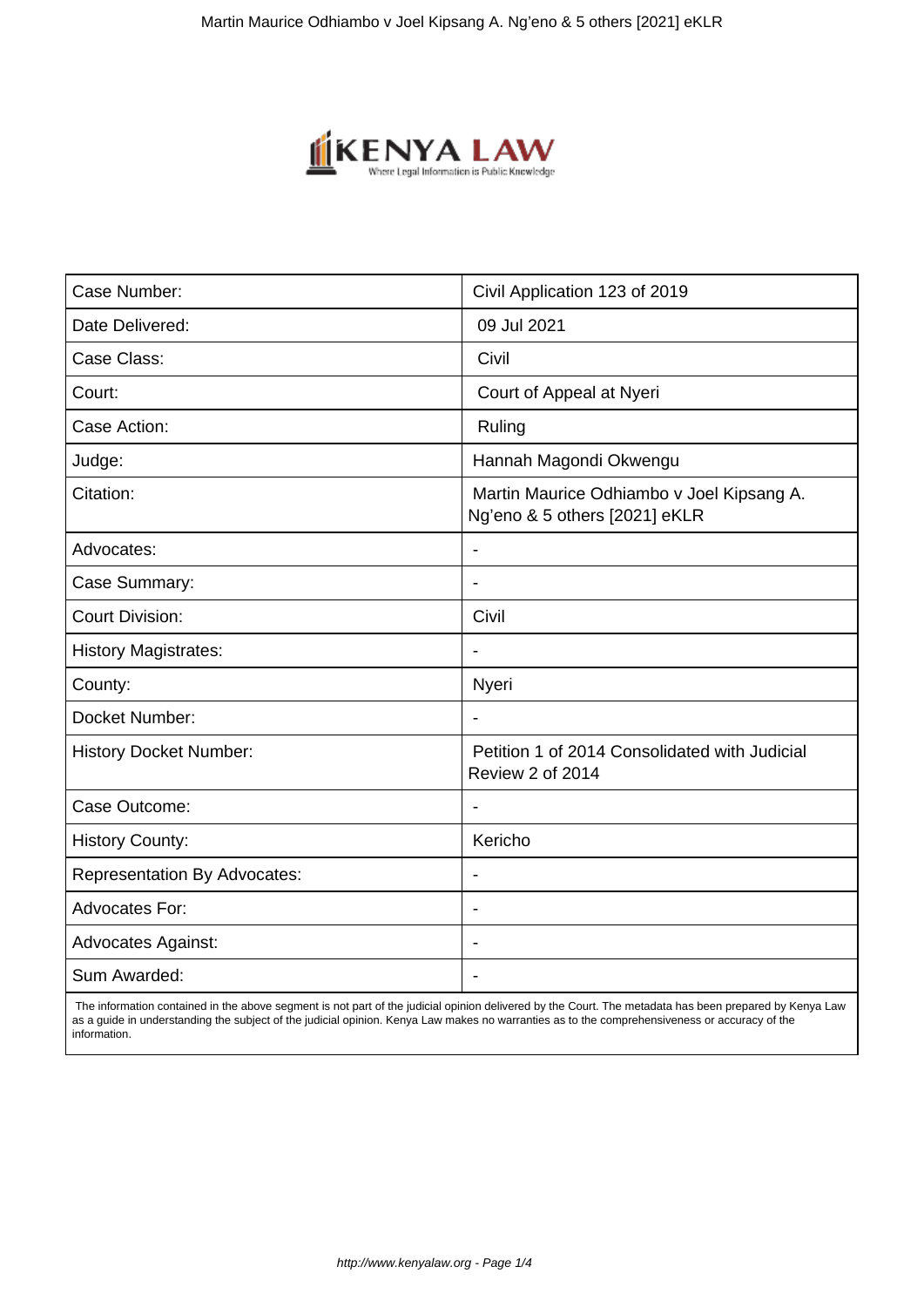| Case Number: | Civil Application 123 of 2019 |
|---|---|
| Date Delivered: | 09 Jul 2021 |
| Case Class: | Civil |
| Court: | Court of Appeal at Nyeri |
| Case Action: | Ruling |
| Judge: | Hannah Magondi Okwengu |
| Citation: | Martin Maurice Odhiambo v Joel Kipsang A. Ng'eno & 5 others [2021] eKLR |
| Advocates: | - |
| Case Summary: | - |
| Court Division: | Civil |
| History Magistrates: | - |
| County: | Nyeri |
| Docket Number: | - |
| History Docket Number: | Petition 1 of 2014 Consolidated with Judicial Review 2 of 2014 |
| Case Outcome: | - |
| History County: | Kericho |
| Representation By Advocates: | - |
| Advocates For: | - |
| Advocates Against: | - |
| Sum Awarded: | - |

The information contained in the above segment is not part of the judicial opinion delivered by the Court. The metadata has been prepared by Kenya Law as a guide in understanding the subject of the judicial opinion. Kenya Law makes no warranties as to the comprehensiveness or accuracy of the information.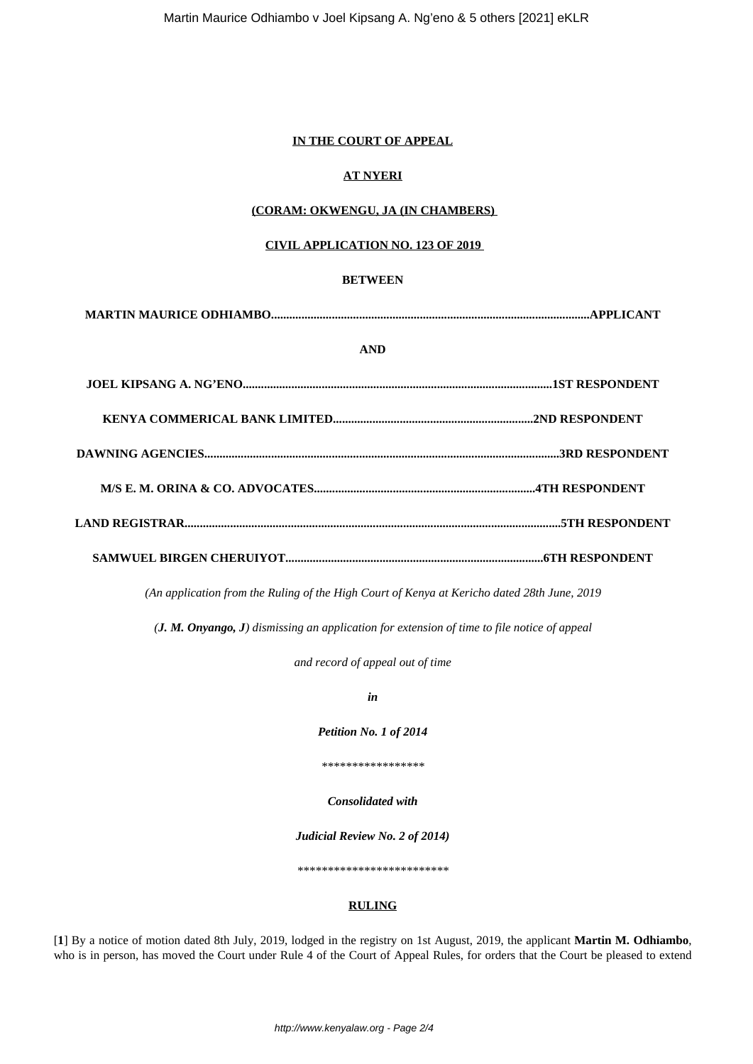**IN THE COURT OF APPEAL**

**AT NYERI**

**(CORAM: OKWENGU, JA (IN CHAMBERS)**

**CIVIL APPLICATION NO. 123 OF 2019**

**BETWEEN**

**MARTIN MAURICE ODHIAMBO.........................................................................................................APPLICANT**

**AND**

**JOEL KIPSANG A. NG'ENO.....................................................................................................1ST RESPONDENT**

**KENYA COMMERICAL BANK LIMITED.................................................................2ND RESPONDENT**

**DAWNING AGENCIES...................................................................................................................3RD RESPONDENT**

**M/S E. M. ORINA & CO. ADVOCATES........................................................................4TH RESPONDENT**

**LAND REGISTRAR..........................................................................................................................5TH RESPONDENT**

**SAMWUEL BIRGEN CHERUIYOT...................................................................................6TH RESPONDENT**

*(An application from the Ruling of the High Court of Kenya at Kericho dated 28th June, 2019*

*(**J. M. Onyango, J**) dismissing an application for extension of time to file notice of appeal*

*and record of appeal out of time*

***in***

***Petition No. 1 of 2014***

*****************

***Consolidated with***

***Judicial Review No. 2 of 2014)***

*************************

**RULING**

[**1**] By a notice of motion dated 8th July, 2019, lodged in the registry on 1st August, 2019, the applicant **Martin M. Odhiambo**, who is in person, has moved the Court under Rule 4 of the Court of Appeal Rules, for orders that the Court be pleased to extend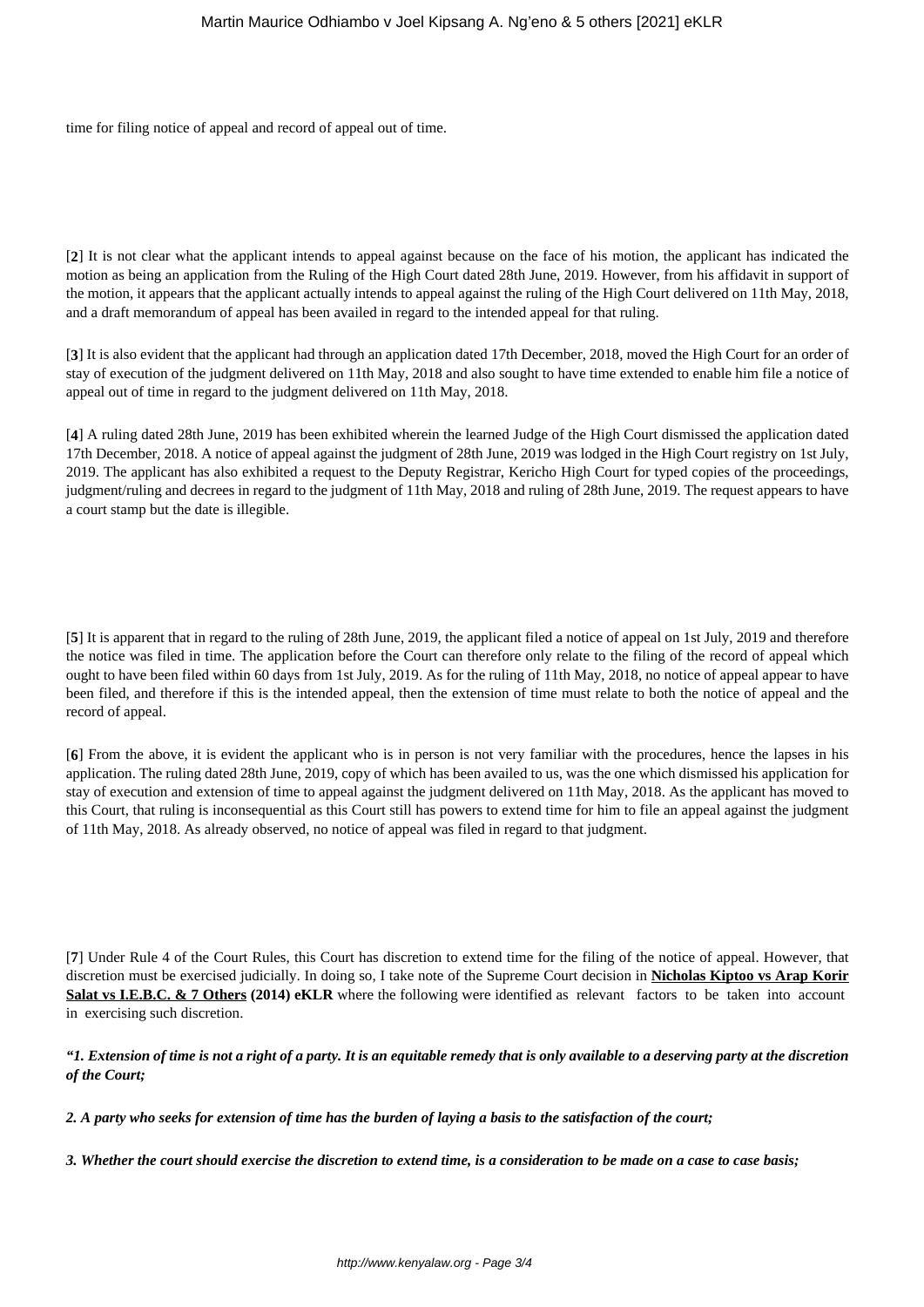time for filing notice of appeal and record of appeal out of time.

[**2**] It is not clear what the applicant intends to appeal against because on the face of his motion, the applicant has indicated the motion as being an application from the Ruling of the High Court dated 28th June, 2019. However, from his affidavit in support of the motion, it appears that the applicant actually intends to appeal against the ruling of the High Court delivered on 11th May, 2018, and a draft memorandum of appeal has been availed in regard to the intended appeal for that ruling.

[**3**] It is also evident that the applicant had through an application dated 17th December, 2018, moved the High Court for an order of stay of execution of the judgment delivered on 11th May, 2018 and also sought to have time extended to enable him file a notice of appeal out of time in regard to the judgment delivered on 11th May, 2018.

[**4**] A ruling dated 28th June, 2019 has been exhibited wherein the learned Judge of the High Court dismissed the application dated 17th December, 2018. A notice of appeal against the judgment of 28th June, 2019 was lodged in the High Court registry on 1st July, 2019. The applicant has also exhibited a request to the Deputy Registrar, Kericho High Court for typed copies of the proceedings, judgment/ruling and decrees in regard to the judgment of 11th May, 2018 and ruling of 28th June, 2019. The request appears to have a court stamp but the date is illegible.

[**5**] It is apparent that in regard to the ruling of 28th June, 2019, the applicant filed a notice of appeal on 1st July, 2019 and therefore the notice was filed in time. The application before the Court can therefore only relate to the filing of the record of appeal which ought to have been filed within 60 days from 1st July, 2019. As for the ruling of 11th May, 2018, no notice of appeal appear to have been filed, and therefore if this is the intended appeal, then the extension of time must relate to both the notice of appeal and the record of appeal.

[**6**] From the above, it is evident the applicant who is in person is not very familiar with the procedures, hence the lapses in his application. The ruling dated 28th June, 2019, copy of which has been availed to us, was the one which dismissed his application for stay of execution and extension of time to appeal against the judgment delivered on 11th May, 2018. As the applicant has moved to this Court, that ruling is inconsequential as this Court still has powers to extend time for him to file an appeal against the judgment of 11th May, 2018. As already observed, no notice of appeal was filed in regard to that judgment.

[**7**] Under Rule 4 of the Court Rules, this Court has discretion to extend time for the filing of the notice of appeal. However, that discretion must be exercised judicially. In doing so, I take note of the Supreme Court decision in **Nicholas Kiptoo vs Arap Korir Salat vs I.E.B.C. & 7 Others (2014) eKLR** where the following were identified as relevant factors to be taken into account in exercising such discretion.

***"1. Extension of time is not a right of a party. It is an equitable remedy that is only available to a deserving party at the discretion of the Court;***

***2. A party who seeks for extension of time has the burden of laying a basis to the satisfaction of the court;***

***3. Whether the court should exercise the discretion to extend time, is a consideration to be made on a case to case basis;***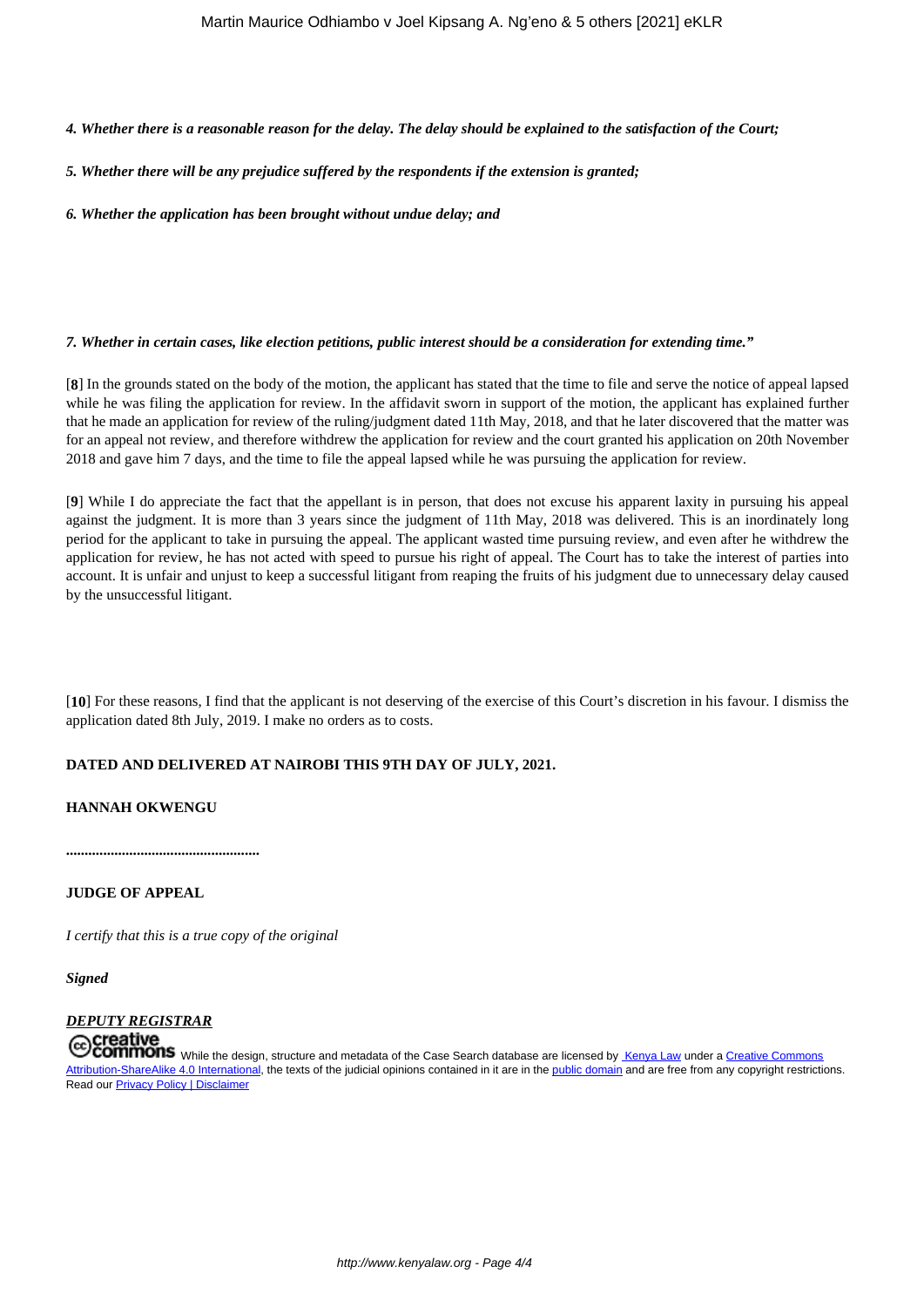***4. Whether there is a reasonable reason for the delay. The delay should be explained to the satisfaction of the Court;***

***5. Whether there will be any prejudice suffered by the respondents if the extension is granted;***

***6. Whether the application has been brought without undue delay; and***

***7. Whether in certain cases, like election petitions, public interest should be a consideration for extending time."***

[**8**] In the grounds stated on the body of the motion, the applicant has stated that the time to file and serve the notice of appeal lapsed while he was filing the application for review. In the affidavit sworn in support of the motion, the applicant has explained further that he made an application for review of the ruling/judgment dated 11th May, 2018, and that he later discovered that the matter was for an appeal not review, and therefore withdrew the application for review and the court granted his application on 20th November 2018 and gave him 7 days, and the time to file the appeal lapsed while he was pursuing the application for review.

[**9**] While I do appreciate the fact that the appellant is in person, that does not excuse his apparent laxity in pursuing his appeal against the judgment. It is more than 3 years since the judgment of 11th May, 2018 was delivered. This is an inordinately long period for the applicant to take in pursuing the appeal. The applicant wasted time pursuing review, and even after he withdrew the application for review, he has not acted with speed to pursue his right of appeal. The Court has to take the interest of parties into account. It is unfair and unjust to keep a successful litigant from reaping the fruits of his judgment due to unnecessary delay caused by the unsuccessful litigant.

[**10**] For these reasons, I find that the applicant is not deserving of the exercise of this Court's discretion in his favour. I dismiss the application dated 8th July, 2019. I make no orders as to costs.

**DATED AND DELIVERED AT NAIROBI THIS 9TH DAY OF JULY, 2021.**

**HANNAH OKWENGU**

**....................................................**

**JUDGE OF APPEAL**

*I certify that this is a true copy of the original*

***Signed***

***DEPUTY REGISTRAR***

While the design, structure and metadata of the Case Search database are licensed by Kenya Law under a Creative Commons Attribution-ShareAlike 4.0 International, the texts of the judicial opinions contained in it are in the public domain and are free from any copyright restrictions. Read our Privacy Policy | Disclaimer